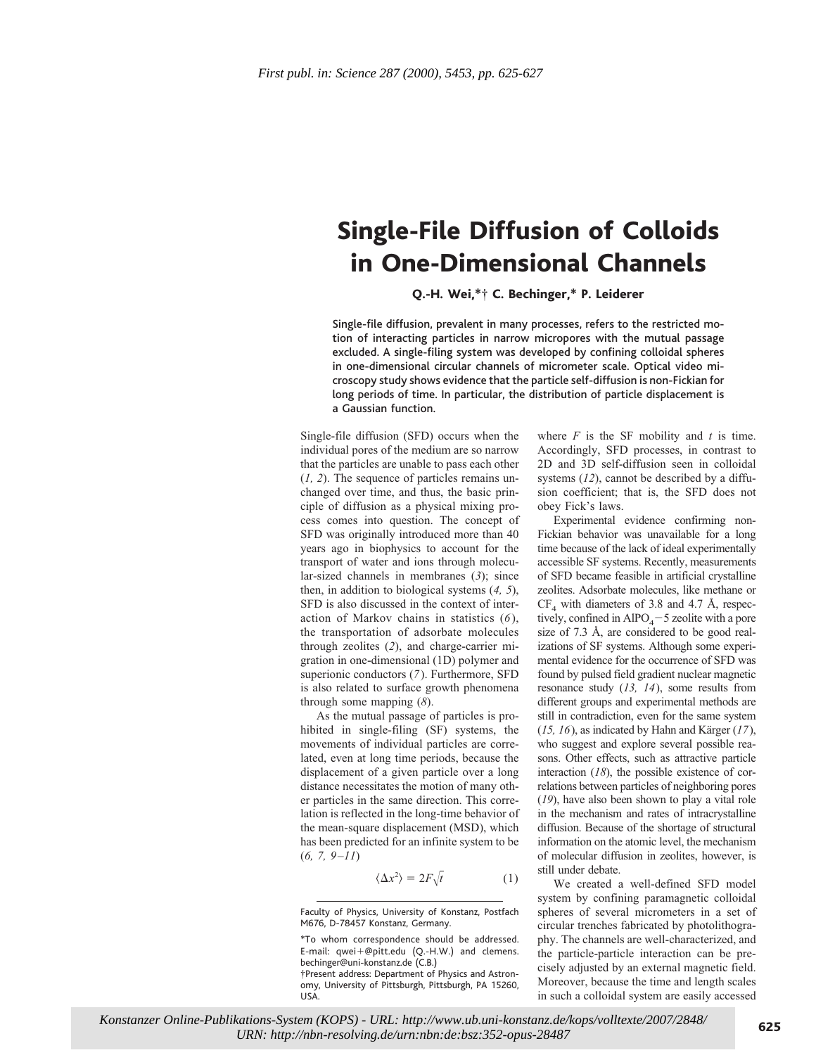First publ. in: Science 287 (2000), 5453, pp. 625-627

# Single-File Diffusion of Colloids in One-Dimensional Channels

**Q.-H. Wei,*† C. Bechinger,* P. Leiderer**

Single-file diffusion, prevalent in many processes, refers to the restricted motion of interacting particles in narrow micropores with the mutual passage excluded. A single-filing system was developed by confining colloidal spheres in one-dimensional circular channels of micrometer scale. Optical video microscopy study shows evidence that the particle self-diffusion is non-Fickian for long periods of time. In particular, the distribution of particle displacement is a Gaussian function.

Single-file diffusion (SFD) occurs when the individual pores of the medium are so narrow that the particles are unable to pass each other (*1, 2*). The sequence of particles remains unchanged over time, and thus, the basic principle of diffusion as a physical mixing process comes into question. The concept of SFD was originally introduced more than 40 years ago in biophysics to account for the transport of water and ions through molecular-sized channels in membranes (*3*); since then, in addition to biological systems (*4, 5*), SFD is also discussed in the context of interaction of Markov chains in statistics (*6*), the transportation of adsorbate molecules through zeolites (*2*), and charge-carrier migration in one-dimensional (1D) polymer and superionic conductors (*7*). Furthermore, SFD is also related to surface growth phenomena through some mapping (*8*).

As the mutual passage of particles is prohibited in single-filing (SF) systems, the movements of individual particles are correlated, even at long time periods, because the displacement of a given particle over a long distance necessitates the motion of many other particles in the same direction. This correlation is reflected in the long-time behavior of the mean-square displacement (MSD), which has been predicted for an infinite system to be (*6, 7, 9–11*)

$$\langle \Delta x^2 \rangle = 2F\sqrt{t} \qquad (1)$$

where $F$ is the SF mobility and $t$ is time. Accordingly, SFD processes, in contrast to 2D and 3D self-diffusion seen in colloidal systems (*12*), cannot be described by a diffusion coefficient; that is, the SFD does not obey Fick's laws.

Experimental evidence confirming non-Fickian behavior was unavailable for a long time because of the lack of ideal experimentally accessible SF systems. Recently, measurements of SFD became feasible in artificial crystalline zeolites. Adsorbate molecules, like methane or $CF_4$ with diameters of 3.8 and 4.7 Å, respectively, confined in $AlPO_4-5$ zeolite with a pore size of 7.3 Å, are considered to be good realizations of SF systems. Although some experimental evidence for the occurrence of SFD was found by pulsed field gradient nuclear magnetic resonance study (*13, 14*), some results from different groups and experimental methods are still in contradiction, even for the same system (*15, 16*), as indicated by Hahn and Kärger (*17*), who suggest and explore several possible reasons. Other effects, such as attractive particle interaction (*18*), the possible existence of correlations between particles of neighboring pores (*19*), have also been shown to play a vital role in the mechanism and rates of intracrystalline diffusion. Because of the shortage of structural information on the atomic level, the mechanism of molecular diffusion in zeolites, however, is still under debate.

We created a well-defined SFD model system by confining paramagnetic colloidal spheres of several micrometers in a set of circular trenches fabricated by photolithography. The channels are well-characterized, and the particle-particle interaction can be precisely adjusted by an external magnetic field. Moreover, because the time and length scales in such a colloidal system are easily accessed

Faculty of Physics, University of Konstanz, Postfach M676, D-78457 Konstanz, Germany.

*To whom correspondence should be addressed. E-mail: qwei+@pitt.edu (Q.-H.W.) and clemens.bechinger@uni-konstanz.de (C.B.)

†Present address: Department of Physics and Astronomy, University of Pittsburgh, Pittsburgh, PA 15260, USA.

Konstanzer Online-Publikations-System (KOPS) - URL: http://www.ub.uni-konstanz.de/kops/volltexte/2007/2848/
URN: http://nbn-resolving.de/urn:nbn:de:bsz:352-opus-28487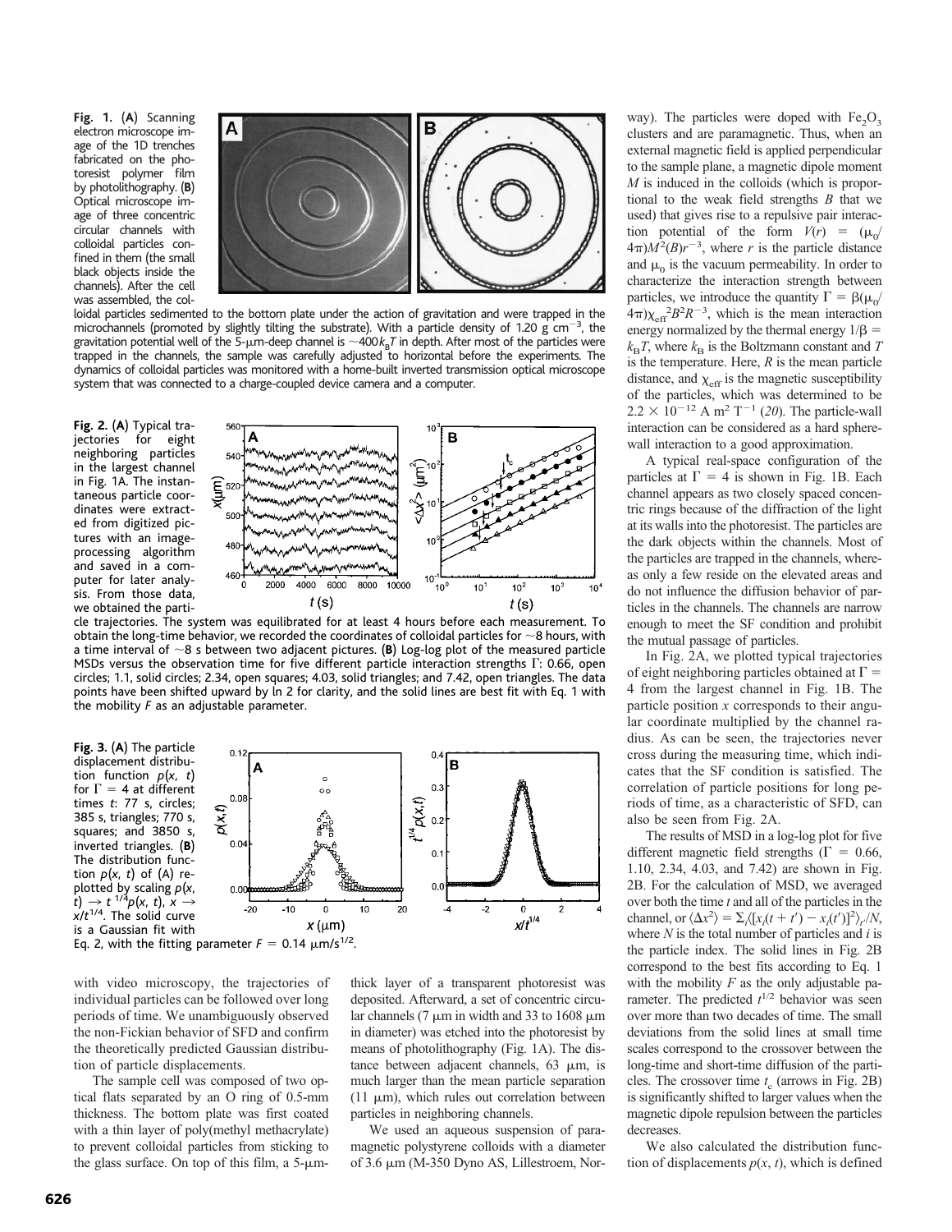**Fig. 1.** (**A**) Scanning electron microscope image of the 1D trenches fabricated on the photoresist polymer film by photolithography. (**B**) Optical microscope image of three concentric circular channels with colloidal particles confined in them (the small black objects inside the channels). After the cell was assembled, the colloidal particles sedimented to the bottom plate under the action of gravitation and were trapped in the microchannels (promoted by slightly tilting the substrate). With a particle density of 1.20 g $cm^{-3}$, the gravitation potential well of the 5-μm-deep channel is ~$400k_BT$ in depth. After most of the particles were trapped in the channels, the sample was carefully adjusted to horizontal before the experiments. The dynamics of colloidal particles was monitored with a home-built inverted transmission optical microscope system that was connected to a charge-coupled device camera and a computer.

**Fig. 2.** (**A**) Typical trajectories for eight neighboring particles in the largest channel in Fig. 1A. The instantaneous particle coordinates were extracted from digitized pictures with an image-processing algorithm and saved in a computer for later analysis. From those data, we obtained the particle trajectories. The system was equilibrated for at least 4 hours before each measurement. To obtain the long-time behavior, we recorded the coordinates of colloidal particles for ~8 hours, with a time interval of ~8 s between two adjacent pictures. (**B**) Log-log plot of the measured particle MSDs versus the observation time for five different particle interaction strengths Γ: 0.66, open circles; 1.1, solid circles; 2.34, open squares; 4.03, solid triangles; and 7.42, open triangles. The data points have been shifted upward by ln 2 for clarity, and the solid lines are best fit with Eq. 1 with the mobility *F* as an adjustable parameter.

**Fig. 3.** (**A**) The particle displacement distribution function $p(x, t)$ for $\Gamma = 4$ at different times *t*: 77 s, circles; 385 s, triangles; 770 s, squares; and 3850 s, inverted triangles. (**B**) The distribution function $p(x, t)$ of (A) replotted by scaling $p(x, t) \rightarrow t^{1/4}p(x, t)$, $x \rightarrow x/t^{1/4}$. The solid curve is a Gaussian fit with Eq. 2, with the fitting parameter $F = 0.14$ $\mu m/s^{1/2}$.

with video microscopy, the trajectories of individual particles can be followed over long periods of time. We unambiguously observed the non-Fickian behavior of SFD and confirm the theoretically predicted Gaussian distribution of particle displacements.

The sample cell was composed of two optical flats separated by an O ring of 0.5-mm thickness. The bottom plate was first coated with a thin layer of poly(methyl methacrylate) to prevent colloidal particles from sticking to the glass surface. On top of this film, a 5-μm-thick layer of a transparent photoresist was deposited. Afterward, a set of concentric circular channels (7 μm in width and 33 to 1608 μm in diameter) was etched into the photoresist by means of photolithography (Fig. 1A). The distance between adjacent channels, 63 μm, is much larger than the mean particle separation (11 μm), which rules out correlation between particles in neighboring channels.

We used an aqueous suspension of paramagnetic polystyrene colloids with a diameter of 3.6 μm (M-350 Dyno AS, Lillestroem, Norway). The particles were doped with $Fe_2O_3$ clusters and are paramagnetic. Thus, when an external magnetic field is applied perpendicular to the sample plane, a magnetic dipole moment *M* is induced in the colloids (which is proportional to the weak field strengths *B* that we used) that gives rise to a repulsive pair interaction potential of the form $V(r) = (\mu_0/4\pi)M^2(B)r^{-3}$, where *r* is the particle distance and $\mu_0$ is the vacuum permeability. In order to characterize the interaction strength between particles, we introduce the quantity $\Gamma = \beta(\mu_0/4\pi)\chi_{eff}^{\ 2}B^2R^{-3}$, which is the mean interaction energy normalized by the thermal energy $1/\beta = k_BT$, where $k_B$ is the Boltzmann constant and *T* is the temperature. Here, *R* is the mean particle distance, and $\chi_{eff}$ is the magnetic susceptibility of the particles, which was determined to be $2.2 \times 10^{-12}$ A $m^2$ $T^{-1}$ (*20*). The particle-wall interaction can be considered as a hard sphere-wall interaction to a good approximation.

A typical real-space configuration of the particles at $\Gamma = 4$ is shown in Fig. 1B. Each channel appears as two closely spaced concentric rings because of the diffraction of the light at its walls into the photoresist. The particles are the dark objects within the channels. Most of the particles are trapped in the channels, whereas only a few reside on the elevated areas and do not influence the diffusion behavior of particles in the channels. The channels are narrow enough to meet the SF condition and prohibit the mutual passage of particles.

In Fig. 2A, we plotted typical trajectories of eight neighboring particles obtained at $\Gamma = 4$ from the largest channel in Fig. 1B. The particle position *x* corresponds to their angular coordinate multiplied by the channel radius. As can be seen, the trajectories never cross during the measuring time, which indicates that the SF condition is satisfied. The correlation of particle positions for long periods of time, as a characteristic of SFD, can also be seen from Fig. 2A.

The results of MSD in a log-log plot for five different magnetic field strengths ($\Gamma = 0.66$, 1.10, 2.34, 4.03, and 7.42) are shown in Fig. 2B. For the calculation of MSD, we averaged over both the time *t* and all of the particles in the channel, or $\langle \Delta x^2 \rangle = \Sigma_i \langle [x_i(t + t') - x_i(t')]^2 \rangle_{t'}/N$, where *N* is the total number of particles and *i* is the particle index. The solid lines in Fig. 2B correspond to the best fits according to Eq. 1 with the mobility *F* as the only adjustable parameter. The predicted $t^{1/2}$ behavior was seen over more than two decades of time. The small deviations from the solid lines at small time scales correspond to the crossover between the long-time and short-time diffusion of the particles. The crossover time $t_c$ (arrows in Fig. 2B) is significantly shifted to larger values when the magnetic dipole repulsion between the particles decreases.

We also calculated the distribution function of displacements $p(x, t)$, which is defined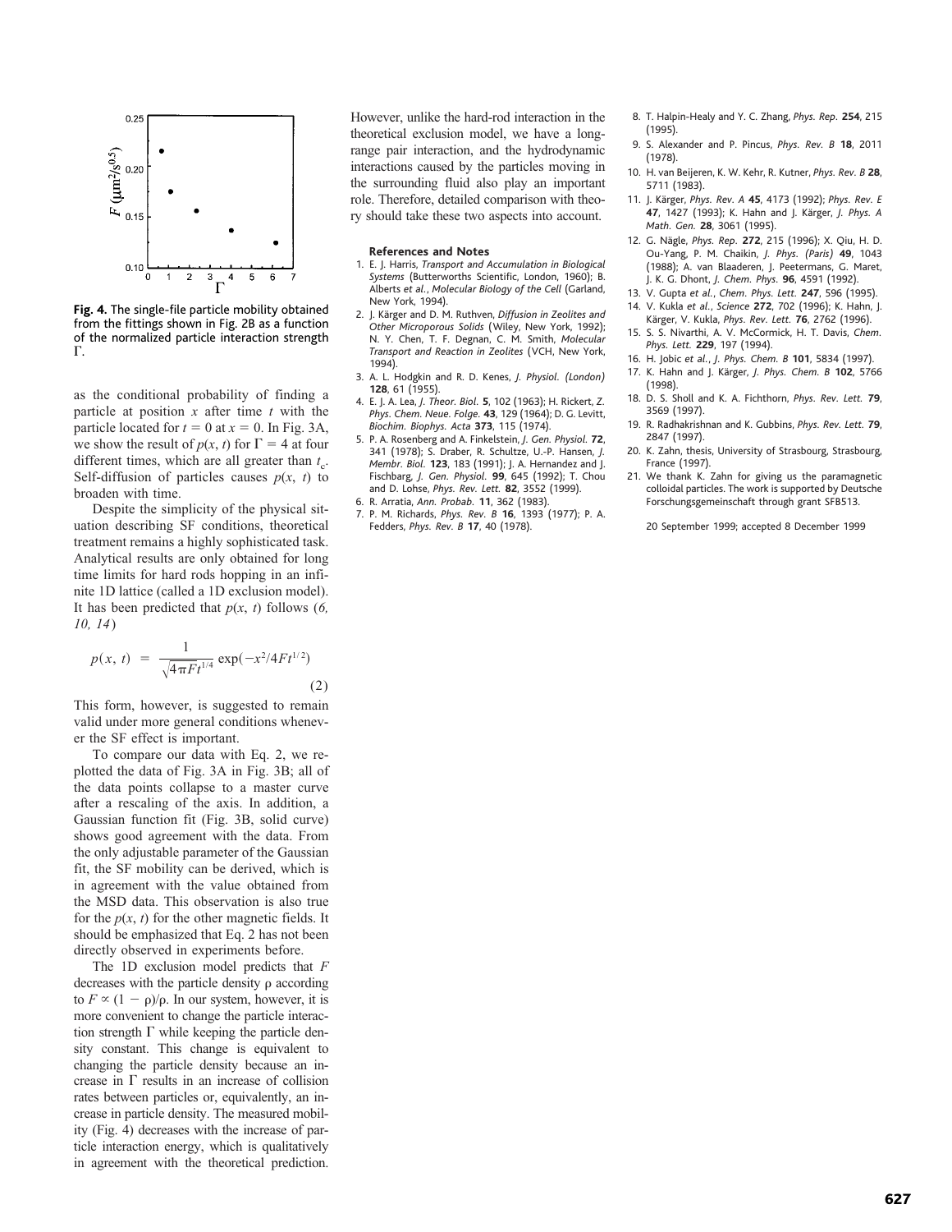0.25
0.20
0.15
0.10
$F$ ($\mu m^2/s^{0.5}$)
0 1 2 3 4 5 6 7
$\Gamma$

**Fig. 4.** The single-file particle mobility obtained from the fittings shown in Fig. 2B as a function of the normalized particle interaction strength $\Gamma$.

as the conditional probability of finding a particle at position $x$ after time $t$ with the particle located for $t = 0$ at $x = 0$. In Fig. 3A, we show the result of $p(x, t)$ for $\Gamma = 4$ at four different times, which are all greater than $t_c$. Self-diffusion of particles causes $p(x, t)$ to broaden with time.

Despite the simplicity of the physical situation describing SF conditions, theoretical treatment remains a highly sophisticated task. Analytical results are only obtained for long time limits for hard rods hopping in an infinite 1D lattice (called a 1D exclusion model). It has been predicted that $p(x, t)$ follows (*6, 10, 14*)

$$p(x,\ t) \ = \ \frac{1}{\sqrt{4\pi F}t^{1/4}}\exp(-x^2/4Ft^{1/2}) \tag{2}$$

This form, however, is suggested to remain valid under more general conditions whenever the SF effect is important.

To compare our data with Eq. 2, we replotted the data of Fig. 3A in Fig. 3B; all of the data points collapse to a master curve after a rescaling of the axis. In addition, a Gaussian function fit (Fig. 3B, solid curve) shows good agreement with the data. From the only adjustable parameter of the Gaussian fit, the SF mobility can be derived, which is in agreement with the value obtained from the MSD data. This observation is also true for the $p(x, t)$ for the other magnetic fields. It should be emphasized that Eq. 2 has not been directly observed in experiments before.

The 1D exclusion model predicts that $F$ decreases with the particle density $\rho$ according to $F \propto (1 - \rho)/\rho$. In our system, however, it is more convenient to change the particle interaction strength $\Gamma$ while keeping the particle density constant. This change is equivalent to changing the particle density because an increase in $\Gamma$ results in an increase of collision rates between particles or, equivalently, an increase in particle density. The measured mobility (Fig. 4) decreases with the increase of particle interaction energy, which is qualitatively in agreement with the theoretical prediction. However, unlike the hard-rod interaction in the theoretical exclusion model, we have a long-range pair interaction, and the hydrodynamic interactions caused by the particles moving in the surrounding fluid also play an important role. Therefore, detailed comparison with theory should take these two aspects into account.

### References and Notes

1. E. J. Harris, *Transport and Accumulation in Biological Systems* (Butterworths Scientific, London, 1960); B. Alberts *et al.*, *Molecular Biology of the Cell* (Garland, New York, 1994).
2. J. Kärger and D. M. Ruthven, *Diffusion in Zeolites and Other Microporous Solids* (Wiley, New York, 1992); N. Y. Chen, T. F. Degnan, C. M. Smith, *Molecular Transport and Reaction in Zeolites* (VCH, New York, 1994).
3. A. L. Hodgkin and R. D. Kenes, *J. Physiol. (London)* **128**, 61 (1955).
4. E. J. A. Lea, *J. Theor. Biol.* **5**, 102 (1963); H. Rickert, *Z. Phys. Chem. Neue. Folge.* **43**, 129 (1964); D. G. Levitt, *Biochim. Biophys. Acta* **373**, 115 (1974).
5. P. A. Rosenberg and A. Finkelstein, *J. Gen. Physiol.* **72**, 341 (1978); S. Draber, R. Schultze, U.-P. Hansen, *J. Membr. Biol.* **123**, 183 (1991); J. A. Hernandez and J. Fischbarg, *J. Gen. Physiol.* **99**, 645 (1992); T. Chou and D. Lohse, *Phys. Rev. Lett.* **82**, 3552 (1999).
6. R. Arratia, *Ann. Probab.* **11**, 362 (1983).
7. P. M. Richards, *Phys. Rev. B* **16**, 1393 (1977); P. A. Fedders, *Phys. Rev. B* **17**, 40 (1978).
8. T. Halpin-Healy and Y. C. Zhang, *Phys. Rep.* **254**, 215 (1995).
9. S. Alexander and P. Pincus, *Phys. Rev. B* **18**, 2011 (1978).
10. H. van Beijeren, K. W. Kehr, R. Kutner, *Phys. Rev. B* **28**, 5711 (1983).
11. J. Kärger, *Phys. Rev. A* **45**, 4173 (1992); *Phys. Rev. E* **47**, 1427 (1993); K. Hahn and J. Kärger, *J. Phys. A Math. Gen.* **28**, 3061 (1995).
12. G. Nägle, *Phys. Rep.* **272**, 215 (1996); X. Qiu, H. D. Ou-Yang, P. M. Chaikin, *J. Phys. (Paris)* **49**, 1043 (1988); A. van Blaaderen, J. Peetermans, G. Maret, J. K. G. Dhont, *J. Chem. Phys.* **96**, 4591 (1992).
13. V. Gupta *et al.*, *Chem. Phys. Lett.* **247**, 596 (1995).
14. V. Kukla *et al.*, *Science* **272**, 702 (1996); K. Hahn, J. Kärger, V. Kukla, *Phys. Rev. Lett.* **76**, 2762 (1996).
15. S. S. Nivarthi, A. V. McCormick, H. T. Davis, *Chem. Phys. Lett.* **229**, 197 (1994).
16. H. Jobic *et al.*, *J. Phys. Chem. B* **101**, 5834 (1997).
17. K. Hahn and J. Kärger, *J. Phys. Chem. B* **102**, 5766 (1998).
18. D. S. Sholl and K. A. Fichthorn, *Phys. Rev. Lett.* **79**, 3569 (1997).
19. R. Radhakrishnan and K. Gubbins, *Phys. Rev. Lett.* **79**, 2847 (1997).
20. K. Zahn, thesis, University of Strasbourg, Strasbourg, France (1997).
21. We thank K. Zahn for giving us the paramagnetic colloidal particles. The work is supported by Deutsche Forschungsgemeinschaft through grant SFB513.

20 September 1999; accepted 8 December 1999